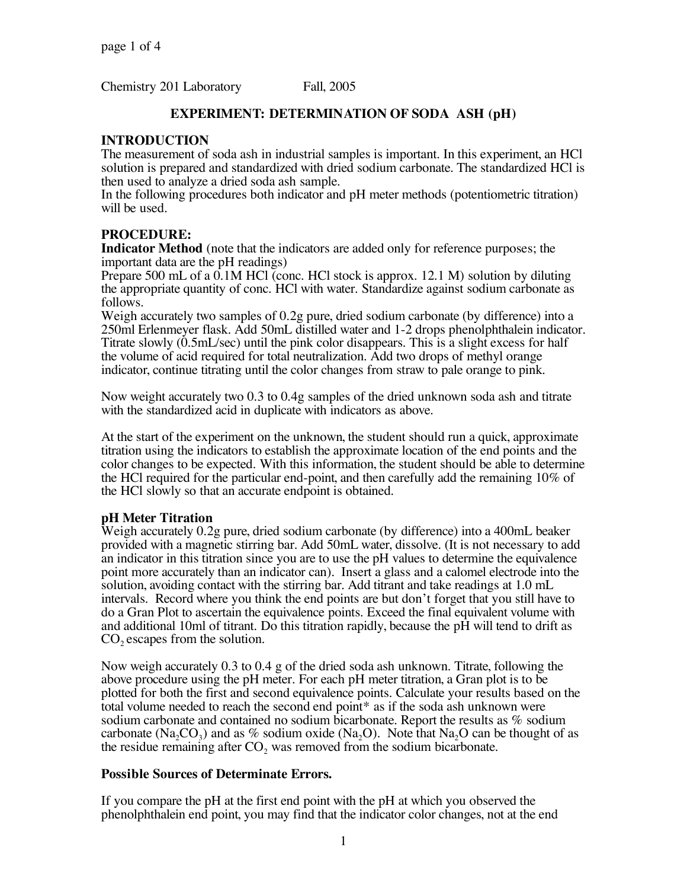Chemistry 201 Laboratory Fall, 2005

## EXPERIMENT: DETERMINATION OF SODA ASH (pH)

### INTRODUCTION

The measurement of soda ash in industrial samples is important. In this experiment, an HCl solution is prepared and standardized with dried sodium carbonate. The standardized HCl is then used to analyze a dried soda ash sample.

In the following procedures both indicator and pH meter methods (potentiometric titration) will be used.

### PROCEDURE:

**Indicator Method** (note that the indicators are added only for reference purposes; the important data are the pH readings)

Prepare 500 mL of a 0.1M HCl (conc. HCl stock is approx. 12.1 M) solution by diluting the appropriate quantity of conc. HCl with water. Standardize against sodium carbonate as follows.

Weigh accurately two samples of 0.2g pure, dried sodium carbonate (by difference) into a 250ml Erlenmeyer flask. Add 50mL distilled water and 1-2 drops phenolphthalein indicator. Titrate slowly (0.5mL/sec) until the pink color disappears. This is a slight excess for half the volume of acid required for total neutralization. Add two drops of methyl orange indicator, continue titrating until the color changes from straw to pale orange to pink.

Now weight accurately two 0.3 to 0.4g samples of the dried unknown soda ash and titrate with the standardized acid in duplicate with indicators as above.

At the start of the experiment on the unknown, the student should run a quick, approximate titration using the indicators to establish the approximate location of the end points and the color changes to be expected. With this information, the student should be able to determine the HCl required for the particular end-point, and then carefully add the remaining 10% of the HCl slowly so that an accurate endpoint is obtained.

**pH Meter Titration**

Weigh accurately 0.2g pure, dried sodium carbonate (by difference) into a 400mL beaker provided with a magnetic stirring bar. Add 50mL water, dissolve. (It is not necessary to add an indicator in this titration since you are to use the pH values to determine the equivalence point more accurately than an indicator can). Insert a glass and a calomel electrode into the solution, avoiding contact with the stirring bar. Add titrant and take readings at 1.0 mL intervals. Record where you think the end points are but don't forget that you still have to do a Gran Plot to ascertain the equivalence points. Exceed the final equivalent volume with and additional 10ml of titrant. Do this titration rapidly, because the pH will tend to drift as $CO_2$ escapes from the solution.

Now weigh accurately 0.3 to 0.4 g of the dried soda ash unknown. Titrate, following the above procedure using the pH meter. For each pH meter titration, a Gran plot is to be plotted for both the first and second equivalence points. Calculate your results based on the total volume needed to reach the second end point* as if the soda ash unknown were sodium carbonate and contained no sodium bicarbonate. Report the results as % sodium carbonate ($Na_2CO_3$) and as % sodium oxide ($Na_2O$). Note that $Na_2O$ can be thought of as the residue remaining after $CO_2$ was removed from the sodium bicarbonate.

**Possible Sources of Determinate Errors.**

If you compare the pH at the first end point with the pH at which you observed the phenolphthalein end point, you may find that the indicator color changes, not at the end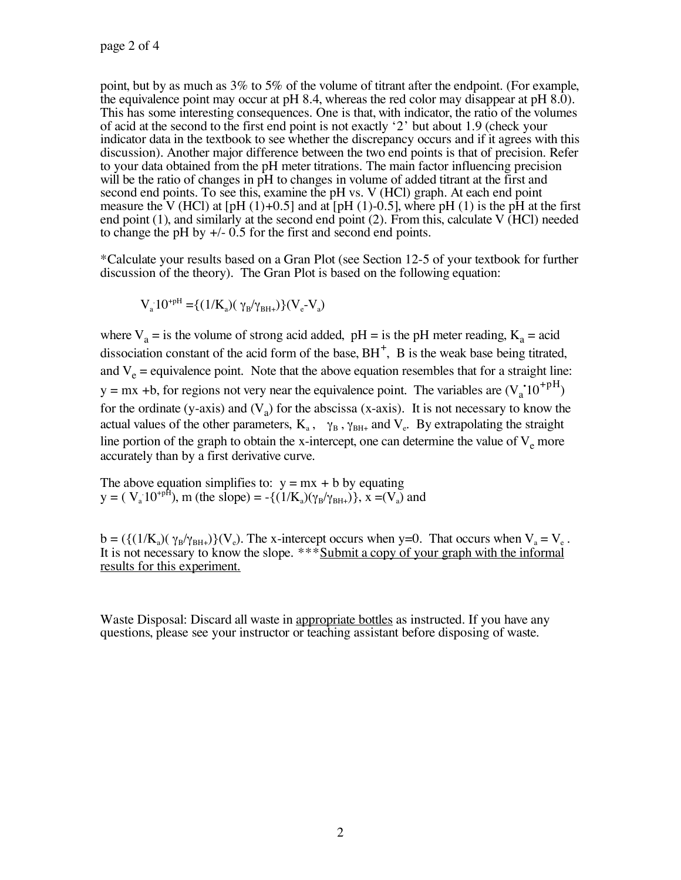point, but by as much as 3% to 5% of the volume of titrant after the endpoint. (For example, the equivalence point may occur at pH 8.4, whereas the red color may disappear at pH 8.0). This has some interesting consequences. One is that, with indicator, the ratio of the volumes of acid at the second to the first end point is not exactly '2' but about 1.9 (check your indicator data in the textbook to see whether the discrepancy occurs and if it agrees with this discussion). Another major difference between the two end points is that of precision. Refer to your data obtained from the pH meter titrations. The main factor influencing precision will be the ratio of changes in pH to changes in volume of added titrant at the first and second end points. To see this, examine the pH vs. V (HCl) graph. At each end point measure the V (HCl) at [pH (1)+0.5] and at [pH (1)-0.5], where pH (1) is the pH at the first end point (1), and similarly at the second end point (2). From this, calculate V (HCl) needed to change the pH by +/- 0.5 for the first and second end points.

*Calculate your results based on a Gran Plot (see Section 12-5 of your textbook for further discussion of the theory). The Gran Plot is based on the following equation:

$$V_a \cdot 10^{+pH} = \{(1/K_a)(\gamma_B/\gamma_{BH+})\}(V_e - V_a)$$

where $V_a$ = is the volume of strong acid added, pH = is the pH meter reading, $K_a$ = acid dissociation constant of the acid form of the base, $BH^+$, B is the weak base being titrated, and $V_e$ = equivalence point. Note that the above equation resembles that for a straight line: y = mx +b, for regions not very near the equivalence point. The variables are ($V_a \cdot 10^{+pH}$) for the ordinate (y-axis) and ($V_a$) for the abscissa (x-axis). It is not necessary to know the actual values of the other parameters, $K_a$, $\gamma_B$, $\gamma_{BH+}$ and $V_e$. By extrapolating the straight line portion of the graph to obtain the x-intercept, one can determine the value of $V_e$ more accurately than by a first derivative curve.

The above equation simplifies to: y = mx + b by equating $y = (V_a \cdot 10^{+pH})$, m (the slope) = $-\{(1/K_a)(\gamma_B/\gamma_{BH+})\}$, x =($V_a$) and

b = ($\{(1/K_a)(\gamma_B/\gamma_{BH+})\}(V_e)$). The x-intercept occurs when y=0. That occurs when $V_a = V_e$. It is not necessary to know the slope. ***<u>Submit a copy of your graph with the informal results for this experiment.</u>

Waste Disposal: Discard all waste in <u>appropriate bottles</u> as instructed. If you have any questions, please see your instructor or teaching assistant before disposing of waste.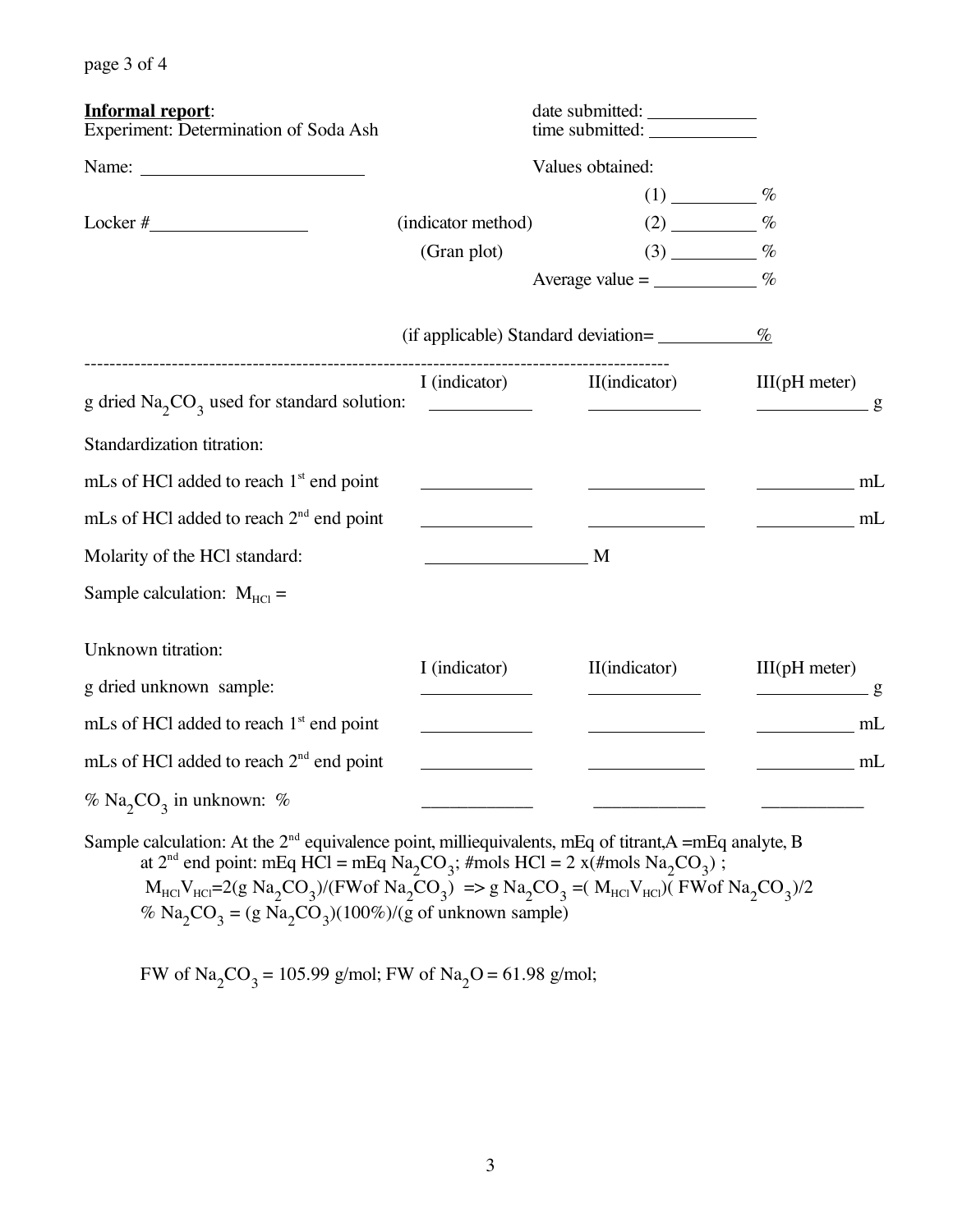**Informal report**:
Experiment: Determination of Soda Ash

date submitted: ____________
time submitted: ____________

Name: ________________________

Values obtained:

| | | |
|---|---|---|
| | (1) _________ | % |
| (indicator method) | (2) _________ | % |
| (Gran plot) | (3) _________ | % |
| | Average value = ___________ | % |
| | (if applicable) Standard deviation= ___________ | % |

Locker #_________________

---

| | I (indicator) | II(indicator) | III(pH meter) | |
|---|---|---|---|---|
| g dried $Na_2CO_3$ used for standard solution: | ___________ | ____________ | ____________ | g |
| Standardization titration: | | | | |
| mLs of HCl added to reach 1[st] end point | ___________ | ____________ | ___________ | mL |
| mLs of HCl added to reach 2[nd] end point | ___________ | ____________ | ___________ | mL |
| Molarity of the HCl standard: | _________________ M | | | |

Sample calculation: $M_{HCl}$ =

Unknown titration:

| | I (indicator) | II(indicator) | III(pH meter) | |
|---|---|---|---|---|
| g dried unknown sample: | ___________ | ____________ | ____________ | g |
| mLs of HCl added to reach 1[st] end point | ___________ | ____________ | ___________ | mL |
| mLs of HCl added to reach 2[nd] end point | ___________ | ____________ | ___________ | mL |
| % $Na_2CO_3$ in unknown: % | ___________ | ___________ | ___________ | |

Sample calculation: At the 2[nd] equivalence point, milliequivalents, mEq of titrant,A =mEq analyte, B at 2[nd] end point: mEq HCl = mEq $Na_2CO_3$; #mols HCl = 2 x(#mols $Na_2CO_3$) ;
$M_{HCl}V_{HCl}$=2(g $Na_2CO_3$)/(FWof $Na_2CO_3$) => g $Na_2CO_3$ =( $M_{HCl}V_{HCl}$)( FWof $Na_2CO_3$)/2
% $Na_2CO_3$ = (g $Na_2CO_3$)(100%)/(g of unknown sample)

FW of $Na_2CO_3$ = 105.99 g/mol; FW of $Na_2O$ = 61.98 g/mol;